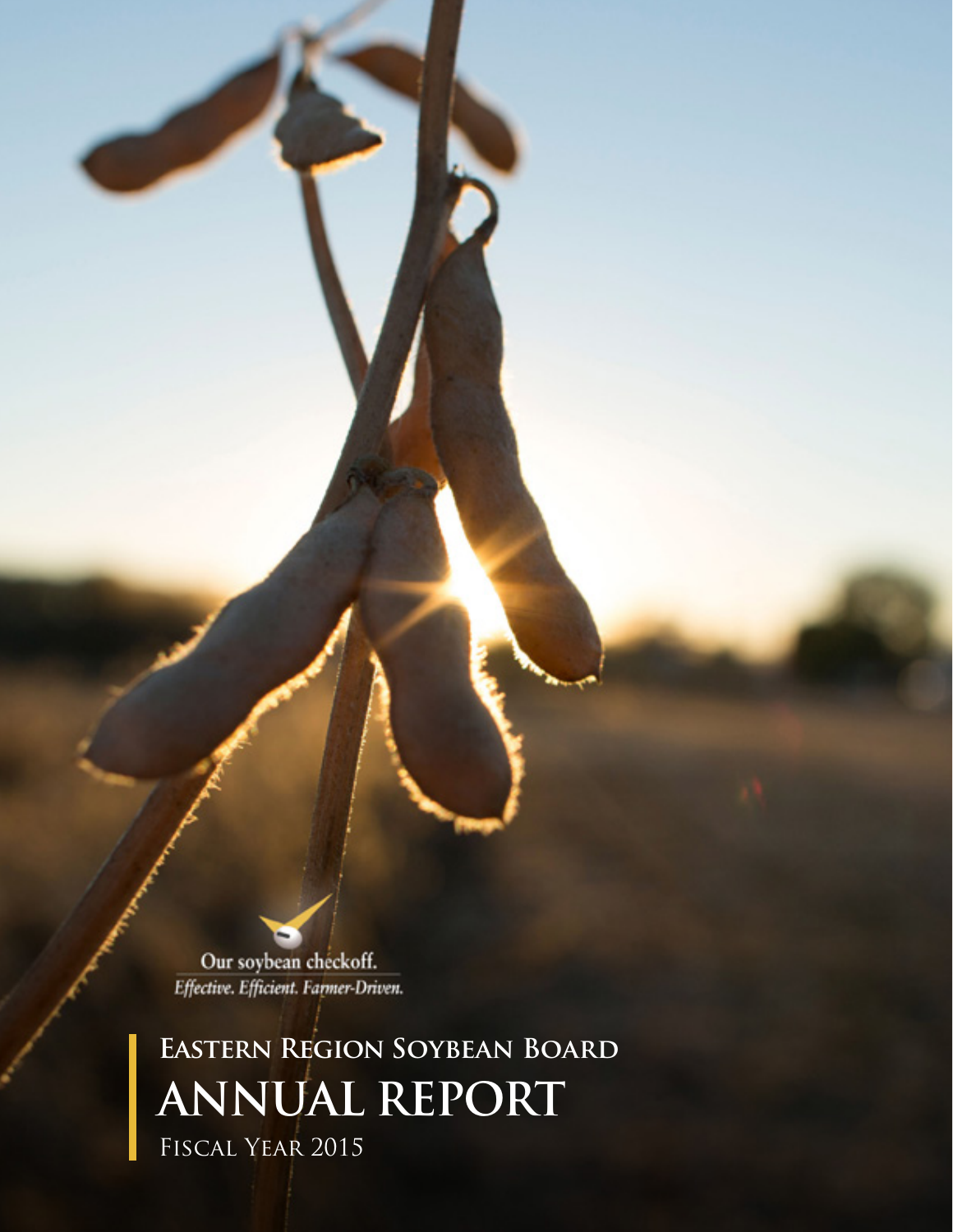Our soybean checkoff.

*Effective. Efficient. Farmer-Driven.*

# Eastern Region Soybean Board

# ANNUAL REPORT

Fiscal Year 2015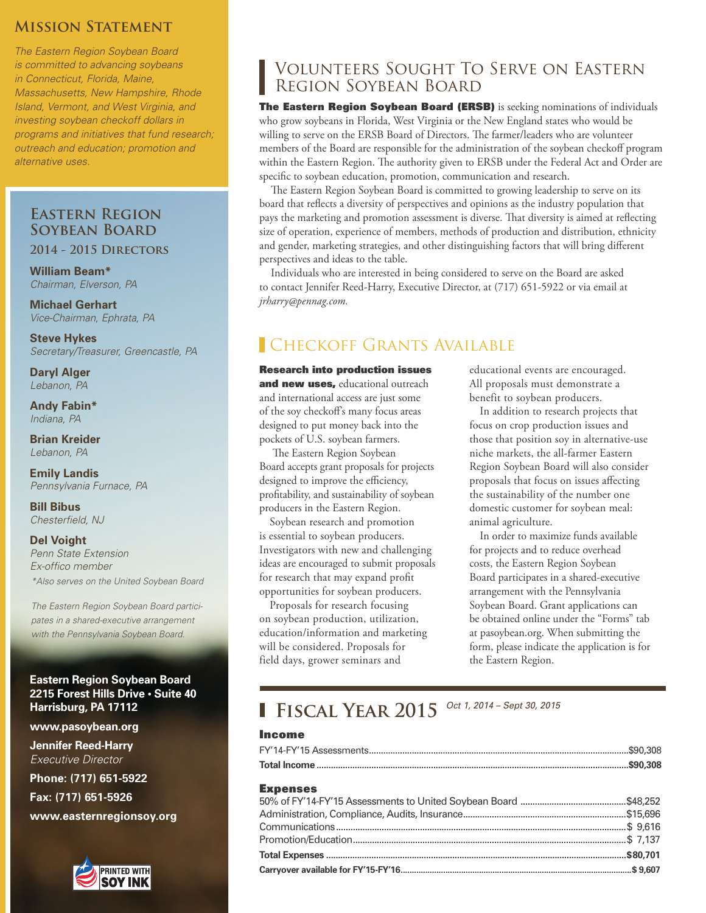## Mission Statement

*The Eastern Region Soybean Board is committed to advancing soybeans in Connecticut, Florida, Maine, Massachusetts, New Hampshire, Rhode Island, Vermont, and West Virginia, and investing soybean checkoff dollars in programs and initiatives that fund research; outreach and education; promotion and alternative uses.*

## Eastern Region Soybean Board

### 2014 - 2015 Directors

**William Beam***
*Chairman, Elverson, PA*

**Michael Gerhart**
*Vice-Chairman, Ephrata, PA*

**Steve Hykes**
*Secretary/Treasurer, Greencastle, PA*

**Daryl Alger**
*Lebanon, PA*

**Andy Fabin***
*Indiana, PA*

**Brian Kreider**
*Lebanon, PA*

**Emily Landis**
*Pennsylvania Furnace, PA*

**Bill Bibus**
*Chesterfield, NJ*

**Del Voight**
*Penn State Extension*
*Ex-offico member*

*\*Also serves on the United Soybean Board*

*The Eastern Region Soybean Board participates in a shared-executive arrangement with the Pennsylvania Soybean Board.*

**Eastern Region Soybean Board**
**2215 Forest Hills Drive • Suite 40**
**Harrisburg, PA 17112**

**www.pasoybean.org**

**Jennifer Reed-Harry**
*Executive Director*

**Phone: (717) 651-5922**

**Fax: (717) 651-5926**

**www.easternregionsoy.org**

PRINTED WITH SOY INK

## Volunteers Sought To Serve on Eastern Region Soybean Board

**The Eastern Region Soybean Board (ERSB)** is seeking nominations of individuals who grow soybeans in Florida, West Virginia or the New England states who would be willing to serve on the ERSB Board of Directors. The farmer/leaders who are volunteer members of the Board are responsible for the administration of the soybean checkoff program within the Eastern Region. The authority given to ERSB under the Federal Act and Order are specific to soybean education, promotion, communication and research.

The Eastern Region Soybean Board is committed to growing leadership to serve on its board that reflects a diversity of perspectives and opinions as the industry population that pays the marketing and promotion assessment is diverse. That diversity is aimed at reflecting size of operation, experience of members, methods of production and distribution, ethnicity and gender, marketing strategies, and other distinguishing factors that will bring different perspectives and ideas to the table.

Individuals who are interested in being considered to serve on the Board are asked to contact Jennifer Reed-Harry, Executive Director, at (717) 651-5922 or via email at *jrharry@pennag.com.*

## Checkoff Grants Available

**Research into production issues and new uses,** educational outreach and international access are just some of the soy checkoff's many focus areas designed to put money back into the pockets of U.S. soybean farmers.

The Eastern Region Soybean Board accepts grant proposals for projects designed to improve the efficiency, profitability, and sustainability of soybean producers in the Eastern Region.

Soybean research and promotion is essential to soybean producers. Investigators with new and challenging ideas are encouraged to submit proposals for research that may expand profit opportunities for soybean producers.

Proposals for research focusing on soybean production, utilization, education/information and marketing will be considered. Proposals for field days, grower seminars and educational events are encouraged. All proposals must demonstrate a benefit to soybean producers.

In addition to research projects that focus on crop production issues and those that position soy in alternative-use niche markets, the all-farmer Eastern Region Soybean Board will also consider proposals that focus on issues affecting the sustainability of the number one domestic customer for soybean meal: animal agriculture.

In order to maximize funds available for projects and to reduce overhead costs, the Eastern Region Soybean Board participates in a shared-executive arrangement with the Pennsylvania Soybean Board. Grant applications can be obtained online under the "Forms" tab at pasoybean.org. When submitting the form, please indicate the application is for the Eastern Region.

## Fiscal Year 2015 *Oct 1, 2014 – Sept 30, 2015*

### Income

| Item | Amount |
|---|---|
| FY'14-FY'15 Assessments | $90,308 |
| **Total Income** | **$90,308** |

### Expenses

| Item | Amount |
|---|---|
| 50% of FY'14-FY'15 Assessments to United Soybean Board | $48,252 |
| Administration, Compliance, Audits, Insurance | $15,696 |
| Communications | $ 9,616 |
| Promotion/Education | $ 7,137 |
| **Total Expenses** | **$80,701** |
| **Carryover available for FY'15-FY'16** | **$ 9,607** |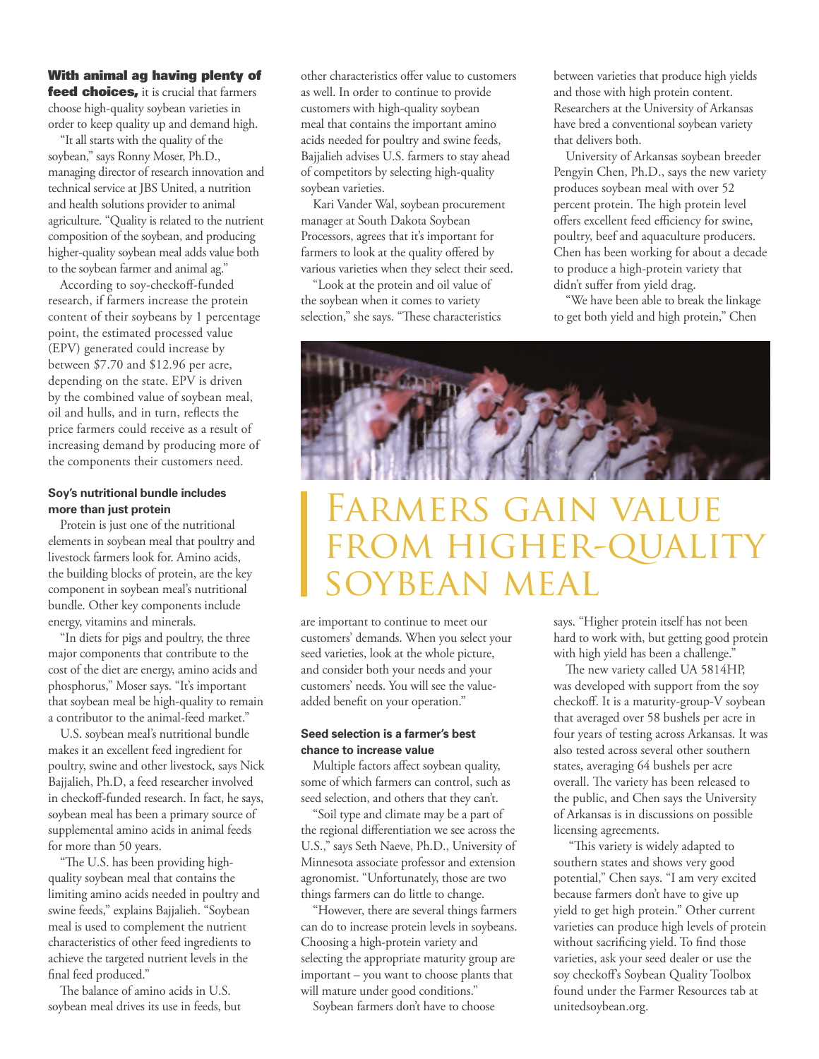# Farmers gain value from higher-quality soybean meal

**With animal ag having plenty of feed choices,** it is crucial that farmers choose high-quality soybean varieties in order to keep quality up and demand high.

"It all starts with the quality of the soybean," says Ronny Moser, Ph.D., managing director of research innovation and technical service at JBS United, a nutrition and health solutions provider to animal agriculture. "Quality is related to the nutrient composition of the soybean, and producing higher-quality soybean meal adds value both to the soybean farmer and animal ag."

According to soy-checkoff-funded research, if farmers increase the protein content of their soybeans by 1 percentage point, the estimated processed value (EPV) generated could increase by between $7.70 and $12.96 per acre, depending on the state. EPV is driven by the combined value of soybean meal, oil and hulls, and in turn, reflects the price farmers could receive as a result of increasing demand by producing more of the components their customers need.

### Soy's nutritional bundle includes more than just protein

Protein is just one of the nutritional elements in soybean meal that poultry and livestock farmers look for. Amino acids, the building blocks of protein, are the key component in soybean meal's nutritional bundle. Other key components include energy, vitamins and minerals.

"In diets for pigs and poultry, the three major components that contribute to the cost of the diet are energy, amino acids and phosphorus," Moser says. "It's important that soybean meal be high-quality to remain a contributor to the animal-feed market."

U.S. soybean meal's nutritional bundle makes it an excellent feed ingredient for poultry, swine and other livestock, says Nick Bajjalieh, Ph.D, a feed researcher involved in checkoff-funded research. In fact, he says, soybean meal has been a primary source of supplemental amino acids in animal feeds for more than 50 years.

"The U.S. has been providing high-quality soybean meal that contains the limiting amino acids needed in poultry and swine feeds," explains Bajjalieh. "Soybean meal is used to complement the nutrient characteristics of other feed ingredients to achieve the targeted nutrient levels in the final feed produced."

The balance of amino acids in U.S. soybean meal drives its use in feeds, but other characteristics offer value to customers as well. In order to continue to provide customers with high-quality soybean meal that contains the important amino acids needed for poultry and swine feeds, Bajjalieh advises U.S. farmers to stay ahead of competitors by selecting high-quality soybean varieties.

Kari Vander Wal, soybean procurement manager at South Dakota Soybean Processors, agrees that it's important for farmers to look at the quality offered by various varieties when they select their seed.

"Look at the protein and oil value of the soybean when it comes to variety selection," she says. "These characteristics are important to continue to meet our customers' demands. When you select your seed varieties, look at the whole picture, and consider both your needs and your customers' needs. You will see the value-added benefit on your operation."

### Seed selection is a farmer's best chance to increase value

Multiple factors affect soybean quality, some of which farmers can control, such as seed selection, and others that they can't.

"Soil type and climate may be a part of the regional differentiation we see across the U.S.," says Seth Naeve, Ph.D., University of Minnesota associate professor and extension agronomist. "Unfortunately, those are two things farmers can do little to change.

"However, there are several things farmers can do to increase protein levels in soybeans. Choosing a high-protein variety and selecting the appropriate maturity group are important – you want to choose plants that will mature under good conditions."

Soybean farmers don't have to choose between varieties that produce high yields and those with high protein content. Researchers at the University of Arkansas have bred a conventional soybean variety that delivers both.

University of Arkansas soybean breeder Pengyin Chen, Ph.D., says the new variety produces soybean meal with over 52 percent protein. The high protein level offers excellent feed efficiency for swine, poultry, beef and aquaculture producers. Chen has been working for about a decade to produce a high-protein variety that didn't suffer from yield drag.

"We have been able to break the linkage to get both yield and high protein," Chen says. "Higher protein itself has not been hard to work with, but getting good protein with high yield has been a challenge."

The new variety called UA 5814HP, was developed with support from the soy checkoff. It is a maturity-group-V soybean that averaged over 58 bushels per acre in four years of testing across Arkansas. It was also tested across several other southern states, averaging 64 bushels per acre overall. The variety has been released to the public, and Chen says the University of Arkansas is in discussions on possible licensing agreements.

"This variety is widely adapted to southern states and shows very good potential," Chen says. "I am very excited because farmers don't have to give up yield to get high protein." Other current varieties can produce high levels of protein without sacrificing yield. To find those varieties, ask your seed dealer or use the soy checkoff's Soybean Quality Toolbox found under the Farmer Resources tab at unitedsoybean.org.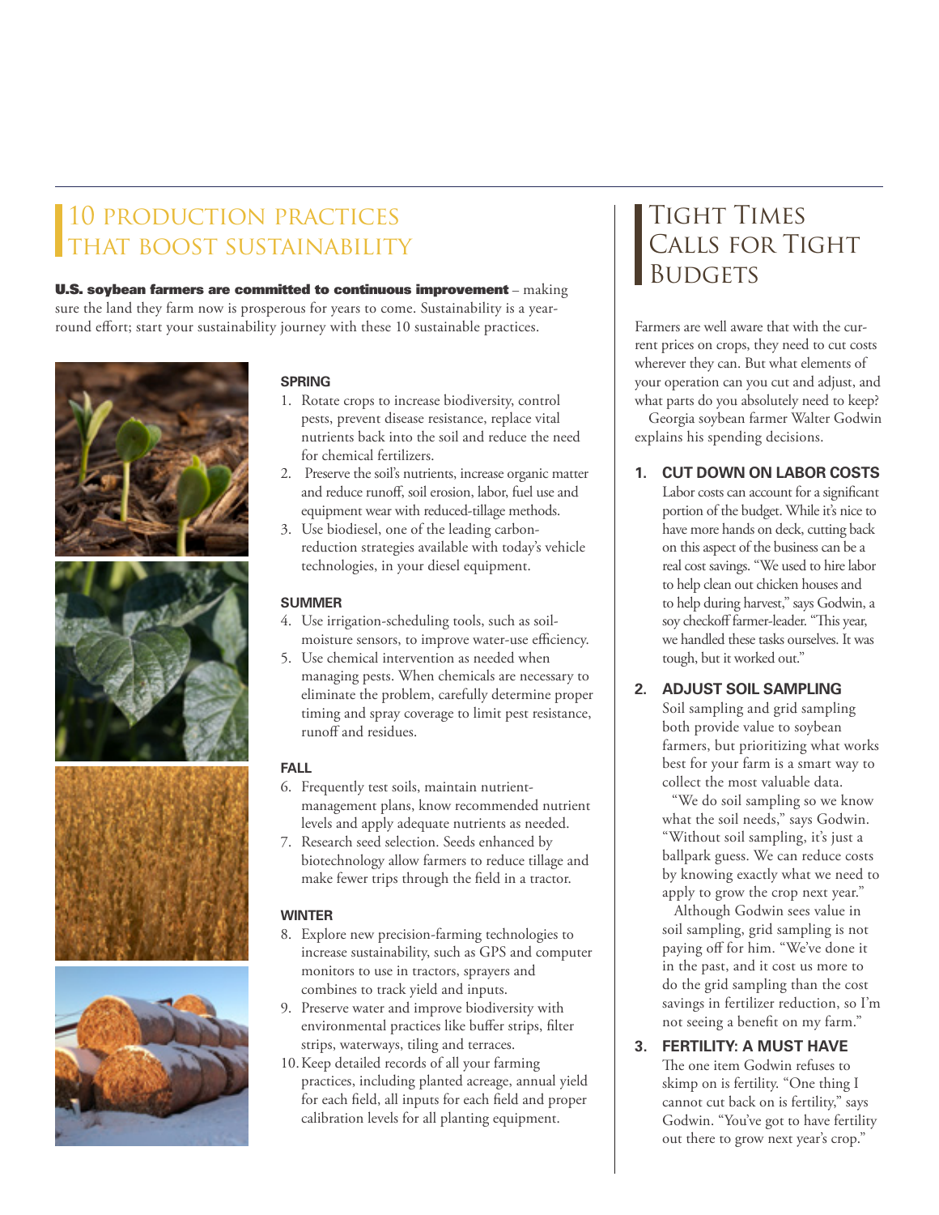## 10 Production Practices That Boost Sustainability

**U.S. soybean farmers are committed to continuous improvement** – making sure the land they farm now is prosperous for years to come. Sustainability is a year-round effort; start your sustainability journey with these 10 sustainable practices.

**SPRING**

1. Rotate crops to increase biodiversity, control pests, prevent disease resistance, replace vital nutrients back into the soil and reduce the need for chemical fertilizers.
2. Preserve the soil's nutrients, increase organic matter and reduce runoff, soil erosion, labor, fuel use and equipment wear with reduced-tillage methods.
3. Use biodiesel, one of the leading carbon-reduction strategies available with today's vehicle technologies, in your diesel equipment.

**SUMMER**

4. Use irrigation-scheduling tools, such as soil-moisture sensors, to improve water-use efficiency.
5. Use chemical intervention as needed when managing pests. When chemicals are necessary to eliminate the problem, carefully determine proper timing and spray coverage to limit pest resistance, runoff and residues.

**FALL**

6. Frequently test soils, maintain nutrient-management plans, know recommended nutrient levels and apply adequate nutrients as needed.
7. Research seed selection. Seeds enhanced by biotechnology allow farmers to reduce tillage and make fewer trips through the field in a tractor.

**WINTER**

8. Explore new precision-farming technologies to increase sustainability, such as GPS and computer monitors to use in tractors, sprayers and combines to track yield and inputs.
9. Preserve water and improve biodiversity with environmental practices like buffer strips, filter strips, waterways, tiling and terraces.
10. Keep detailed records of all your farming practices, including planted acreage, annual yield for each field, all inputs for each field and proper calibration levels for all planting equipment.

## Tight Times Calls for Tight Budgets

Farmers are well aware that with the current prices on crops, they need to cut costs wherever they can. But what elements of your operation can you cut and adjust, and what parts do you absolutely need to keep?

Georgia soybean farmer Walter Godwin explains his spending decisions.

### 1. CUT DOWN ON LABOR COSTS

Labor costs can account for a significant portion of the budget. While it's nice to have more hands on deck, cutting back on this aspect of the business can be a real cost savings. "We used to hire labor to help clean out chicken houses and to help during harvest," says Godwin, a soy checkoff farmer-leader. "This year, we handled these tasks ourselves. It was tough, but it worked out."

### 2. ADJUST SOIL SAMPLING

Soil sampling and grid sampling both provide value to soybean farmers, but prioritizing what works best for your farm is a smart way to collect the most valuable data.

"We do soil sampling so we know what the soil needs," says Godwin. "Without soil sampling, it's just a ballpark guess. We can reduce costs by knowing exactly what we need to apply to grow the crop next year."

Although Godwin sees value in soil sampling, grid sampling is not paying off for him. "We've done it in the past, and it cost us more to do the grid sampling than the cost savings in fertilizer reduction, so I'm not seeing a benefit on my farm."

### 3. FERTILITY: A MUST HAVE

The one item Godwin refuses to skimp on is fertility. "One thing I cannot cut back on is fertility," says Godwin. "You've got to have fertility out there to grow next year's crop."